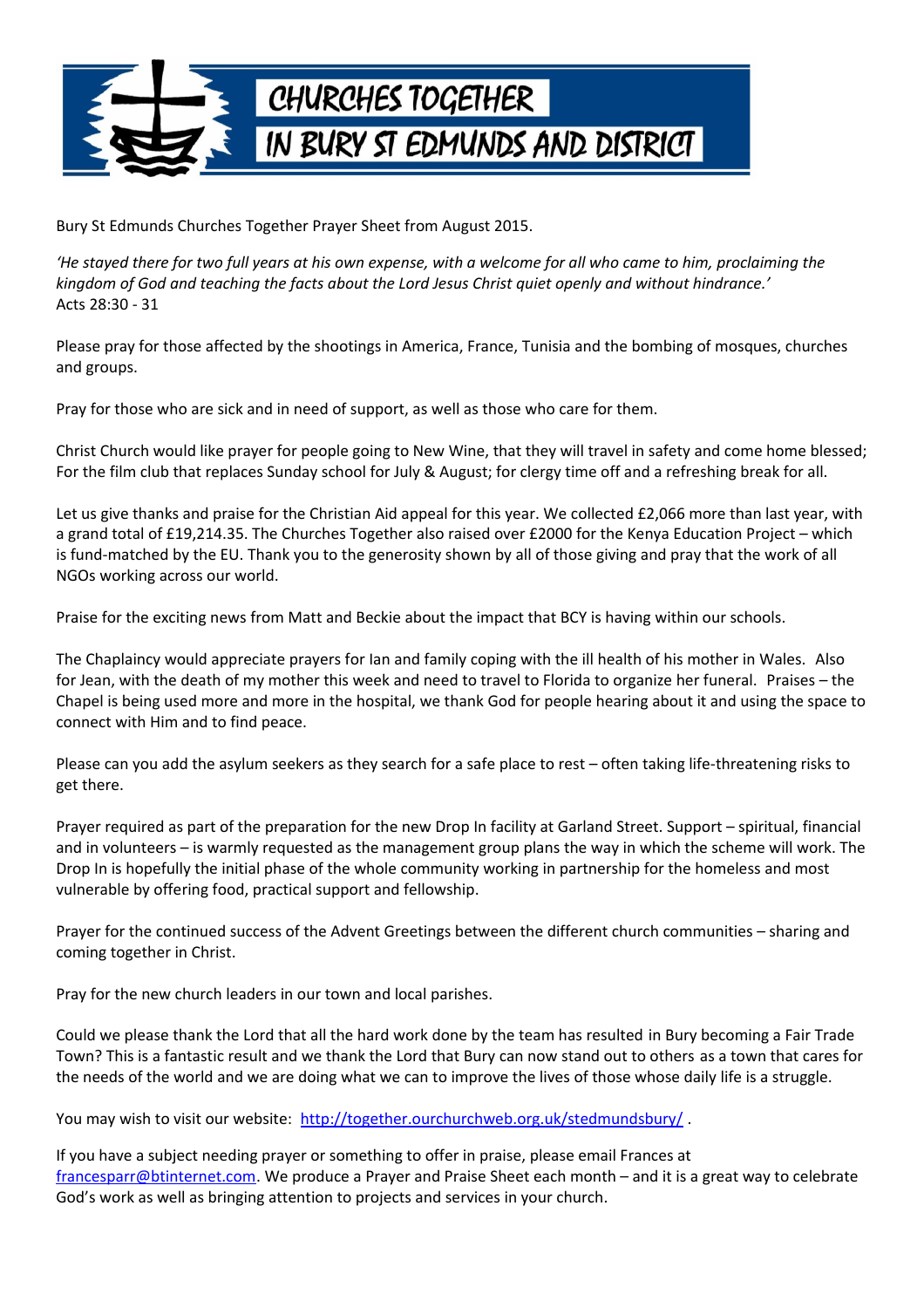# CHURCHES TOGETHER IN BURY ST EDMUNDS AND DISTRICT

Bury St Edmunds Churches Together Prayer Sheet from August 2015.

*'He stayed there for two full years at his own expense, with a welcome for all who came to him, proclaiming the kingdom of God and teaching the facts about the Lord Jesus Christ quiet openly and without hindrance.'*
Acts 28:30 - 31

Please pray for those affected by the shootings in America, France, Tunisia and the bombing of mosques, churches and groups.

Pray for those who are sick and in need of support, as well as those who care for them.

Christ Church would like prayer for people going to New Wine, that they will travel in safety and come home blessed; For the film club that replaces Sunday school for July & August; for clergy time off and a refreshing break for all.

Let us give thanks and praise for the Christian Aid appeal for this year. We collected £2,066 more than last year, with a grand total of £19,214.35. The Churches Together also raised over £2000 for the Kenya Education Project – which is fund-matched by the EU. Thank you to the generosity shown by all of those giving and pray that the work of all NGOs working across our world.

Praise for the exciting news from Matt and Beckie about the impact that BCY is having within our schools.

The Chaplaincy would appreciate prayers for Ian and family coping with the ill health of his mother in Wales. Also for Jean, with the death of my mother this week and need to travel to Florida to organize her funeral. Praises – the Chapel is being used more and more in the hospital, we thank God for people hearing about it and using the space to connect with Him and to find peace.

Please can you add the asylum seekers as they search for a safe place to rest – often taking life-threatening risks to get there.

Prayer required as part of the preparation for the new Drop In facility at Garland Street. Support – spiritual, financial and in volunteers – is warmly requested as the management group plans the way in which the scheme will work. The Drop In is hopefully the initial phase of the whole community working in partnership for the homeless and most vulnerable by offering food, practical support and fellowship.

Prayer for the continued success of the Advent Greetings between the different church communities – sharing and coming together in Christ.

Pray for the new church leaders in our town and local parishes.

Could we please thank the Lord that all the hard work done by the team has resulted in Bury becoming a Fair Trade Town? This is a fantastic result and we thank the Lord that Bury can now stand out to others as a town that cares for the needs of the world and we are doing what we can to improve the lives of those whose daily life is a struggle.

You may wish to visit our website: [http://together.ourchurchweb.org.uk/stedmundsbury/](http://together.ourchurchweb.org.uk/stedmundsbury/) .

If you have a subject needing prayer or something to offer in praise, please email Frances at [francesparr@btinternet.com](mailto:francesparr@btinternet.com). We produce a Prayer and Praise Sheet each month – and it is a great way to celebrate God's work as well as bringing attention to projects and services in your church.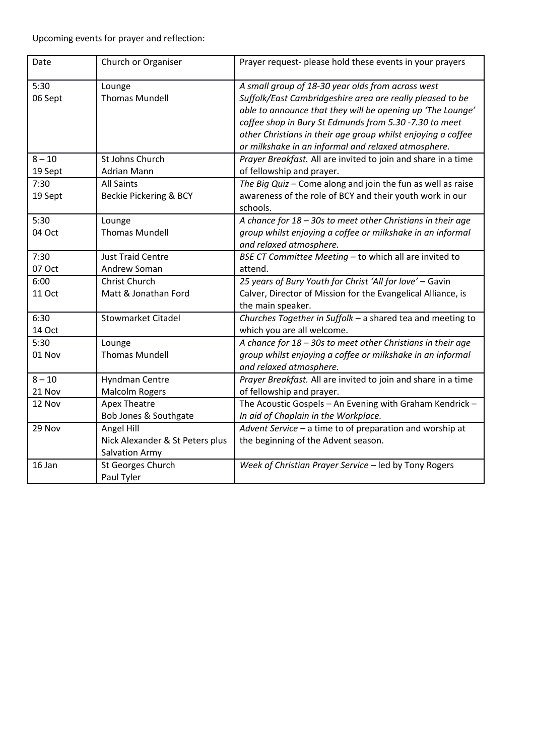Upcoming events for prayer and reflection:

| Date | Church or Organiser | Prayer request- please hold these events in your prayers |
|---|---|---|
| 5:30<br>06 Sept | Lounge<br>Thomas Mundell | *A small group of 18-30 year olds from across west Suffolk/East Cambridgeshire area are really pleased to be able to announce that they will be opening up 'The Lounge' coffee shop in Bury St Edmunds from 5.30 -7.30 to meet other Christians in their age group whilst enjoying a coffee or milkshake in an informal and relaxed atmosphere.* |
| 8 – 10<br>19 Sept | St Johns Church<br>Adrian Mann | *Prayer Breakfast.* All are invited to join and share in a time of fellowship and prayer. |
| 7:30<br>19 Sept | All Saints<br>Beckie Pickering & BCY | *The Big Quiz* – Come along and join the fun as well as raise awareness of the role of BCY and their youth work in our schools. |
| 5:30<br>04 Oct | Lounge<br>Thomas Mundell | *A chance for 18 – 30s to meet other Christians in their age group whilst enjoying a coffee or milkshake in an informal and relaxed atmosphere.* |
| 7:30<br>07 Oct | Just Traid Centre<br>Andrew Soman | *BSE CT Committee Meeting* – to which all are invited to attend. |
| 6:00<br>11 Oct | Christ Church<br>Matt & Jonathan Ford | *25 years of Bury Youth for Christ 'All for love'* – Gavin Calver, Director of Mission for the Evangelical Alliance, is the main speaker. |
| 6:30<br>14 Oct | Stowmarket Citadel | *Churches Together in Suffolk* – a shared tea and meeting to which you are all welcome. |
| 5:30<br>01 Nov | Lounge<br>Thomas Mundell | *A chance for 18 – 30s to meet other Christians in their age group whilst enjoying a coffee or milkshake in an informal and relaxed atmosphere.* |
| 8 – 10<br>21 Nov | Hyndman Centre<br>Malcolm Rogers | *Prayer Breakfast.* All are invited to join and share in a time of fellowship and prayer. |
| 12 Nov | Apex Theatre<br>Bob Jones & Southgate | The Acoustic Gospels – An Evening with Graham Kendrick – *In aid of Chaplain in the Workplace.* |
| 29 Nov | Angel Hill<br>Nick Alexander & St Peters plus Salvation Army | *Advent Service* – a time to of preparation and worship at the beginning of the Advent season. |
| 16 Jan | St Georges Church<br>Paul Tyler | *Week of Christian Prayer Service* – led by Tony Rogers |